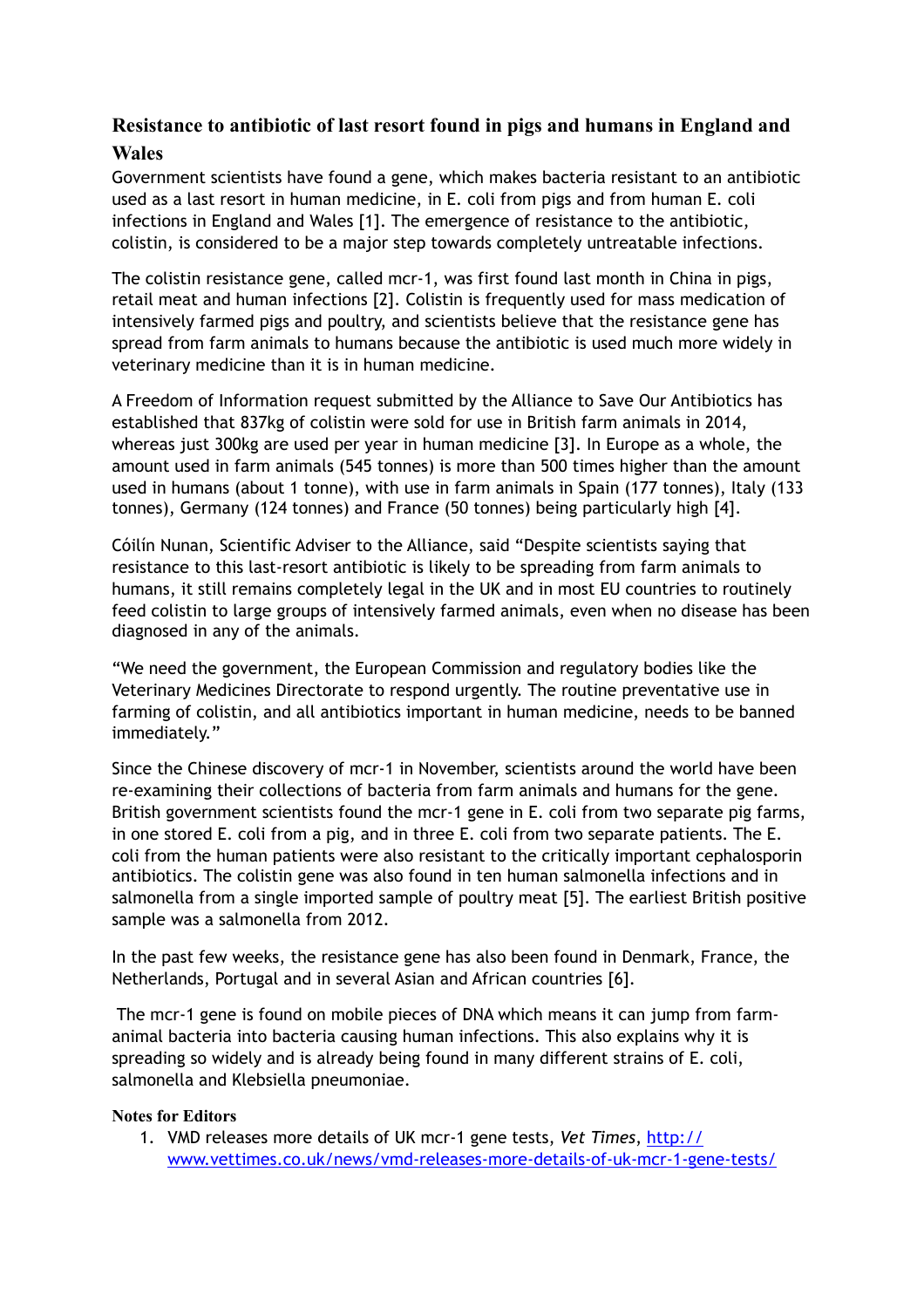## Resistance to antibiotic of last resort found in pigs and humans in England and Wales

Government scientists have found a gene, which makes bacteria resistant to an antibiotic used as a last resort in human medicine, in E. coli from pigs and from human E. coli infections in England and Wales [1]. The emergence of resistance to the antibiotic, colistin, is considered to be a major step towards completely untreatable infections.

The colistin resistance gene, called mcr-1, was first found last month in China in pigs, retail meat and human infections [2]. Colistin is frequently used for mass medication of intensively farmed pigs and poultry, and scientists believe that the resistance gene has spread from farm animals to humans because the antibiotic is used much more widely in veterinary medicine than it is in human medicine.

A Freedom of Information request submitted by the Alliance to Save Our Antibiotics has established that 837kg of colistin were sold for use in British farm animals in 2014, whereas just 300kg are used per year in human medicine [3]. In Europe as a whole, the amount used in farm animals (545 tonnes) is more than 500 times higher than the amount used in humans (about 1 tonne), with use in farm animals in Spain (177 tonnes), Italy (133 tonnes), Germany (124 tonnes) and France (50 tonnes) being particularly high [4].

Cóilín Nunan, Scientific Adviser to the Alliance, said "Despite scientists saying that resistance to this last-resort antibiotic is likely to be spreading from farm animals to humans, it still remains completely legal in the UK and in most EU countries to routinely feed colistin to large groups of intensively farmed animals, even when no disease has been diagnosed in any of the animals.

"We need the government, the European Commission and regulatory bodies like the Veterinary Medicines Directorate to respond urgently. The routine preventative use in farming of colistin, and all antibiotics important in human medicine, needs to be banned immediately."

Since the Chinese discovery of mcr-1 in November, scientists around the world have been re-examining their collections of bacteria from farm animals and humans for the gene. British government scientists found the mcr-1 gene in E. coli from two separate pig farms, in one stored E. coli from a pig, and in three E. coli from two separate patients. The E. coli from the human patients were also resistant to the critically important cephalosporin antibiotics. The colistin gene was also found in ten human salmonella infections and in salmonella from a single imported sample of poultry meat [5]. The earliest British positive sample was a salmonella from 2012.

In the past few weeks, the resistance gene has also been found in Denmark, France, the Netherlands, Portugal and in several Asian and African countries [6].

The mcr-1 gene is found on mobile pieces of DNA which means it can jump from farm-animal bacteria into bacteria causing human infections. This also explains why it is spreading so widely and is already being found in many different strains of E. coli, salmonella and Klebsiella pneumoniae.

**Notes for Editors**

1. VMD releases more details of UK mcr-1 gene tests, *Vet Times*, http://www.vettimes.co.uk/news/vmd-releases-more-details-of-uk-mcr-1-gene-tests/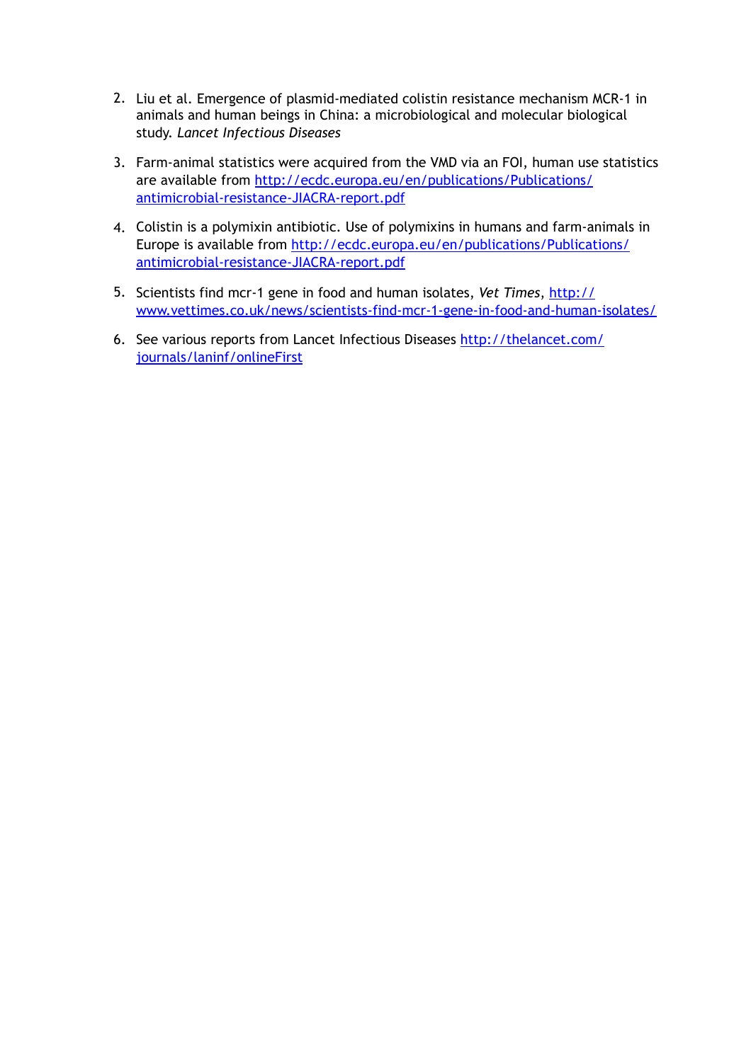2. Liu et al. Emergence of plasmid-mediated colistin resistance mechanism MCR-1 in animals and human beings in China: a microbiological and molecular biological study. *Lancet Infectious Diseases*

3. Farm-animal statistics were acquired from the VMD via an FOI, human use statistics are available from http://ecdc.europa.eu/en/publications/Publications/antimicrobial-resistance-JIACRA-report.pdf

4. Colistin is a polymixin antibiotic. Use of polymixins in humans and farm-animals in Europe is available from http://ecdc.europa.eu/en/publications/Publications/antimicrobial-resistance-JIACRA-report.pdf

5. Scientists find mcr-1 gene in food and human isolates, *Vet Times*, http://www.vettimes.co.uk/news/scientists-find-mcr-1-gene-in-food-and-human-isolates/

6. See various reports from Lancet Infectious Diseases http://thelancet.com/journals/laninf/onlineFirst